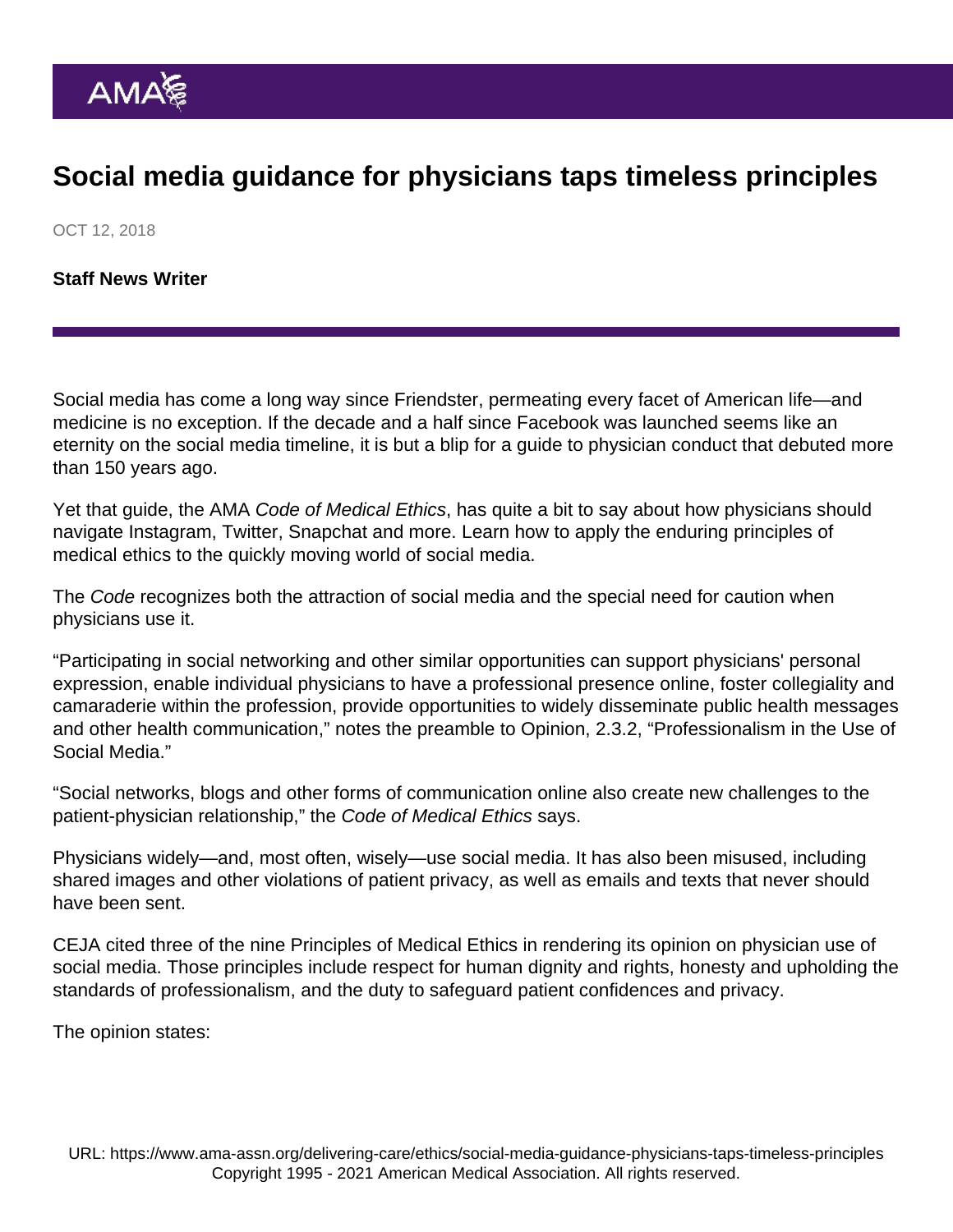# Social media guidance for physicians taps timeless principles

OCT 12, 2018

**Staff News Writer**

Social media has come a long way since Friendster, permeating every facet of American life—and medicine is no exception. If the decade and a half since Facebook was launched seems like an eternity on the social media timeline, it is but a blip for a guide to physician conduct that debuted more than 150 years ago.

Yet that guide, the AMA *Code of Medical Ethics*, has quite a bit to say about how physicians should navigate Instagram, Twitter, Snapchat and more. Learn how to apply the enduring principles of medical ethics to the quickly moving world of social media.

The *Code* recognizes both the attraction of social media and the special need for caution when physicians use it.

"Participating in social networking and other similar opportunities can support physicians' personal expression, enable individual physicians to have a professional presence online, foster collegiality and camaraderie within the profession, provide opportunities to widely disseminate public health messages and other health communication," notes the preamble to Opinion, 2.3.2, "Professionalism in the Use of Social Media."

"Social networks, blogs and other forms of communication online also create new challenges to the patient-physician relationship," the *Code of Medical Ethics* says.

Physicians widely—and, most often, wisely—use social media. It has also been misused, including shared images and other violations of patient privacy, as well as emails and texts that never should have been sent.

CEJA cited three of the nine Principles of Medical Ethics in rendering its opinion on physician use of social media. Those principles include respect for human dignity and rights, honesty and upholding the standards of professionalism, and the duty to safeguard patient confidences and privacy.

The opinion states: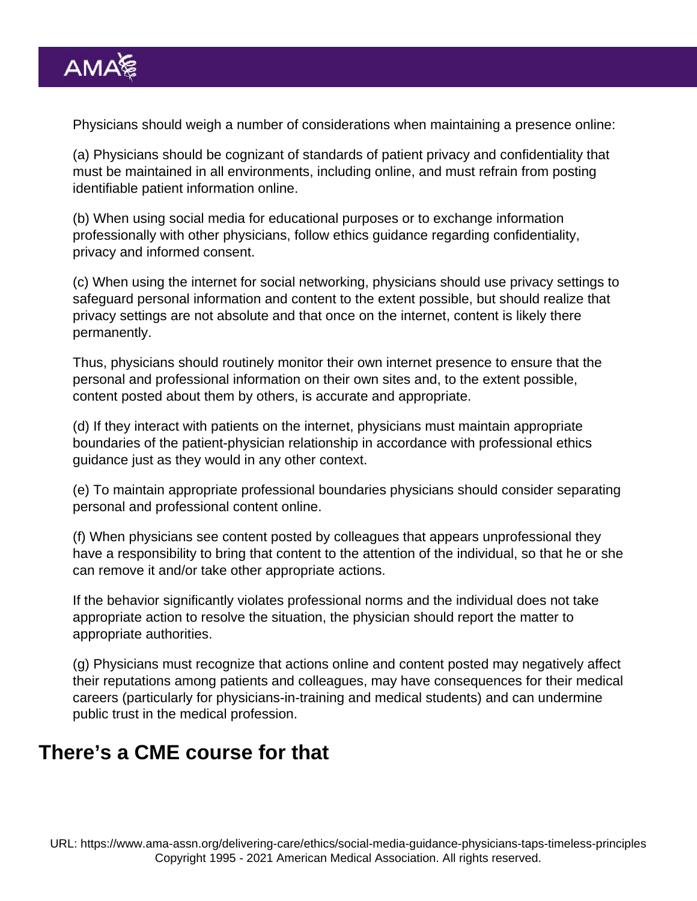Physicians should weigh a number of considerations when maintaining a presence online:

(a) Physicians should be cognizant of standards of patient privacy and confidentiality that must be maintained in all environments, including online, and must refrain from posting identifiable patient information online.

(b) When using social media for educational purposes or to exchange information professionally with other physicians, follow ethics guidance regarding confidentiality, privacy and informed consent.

(c) When using the internet for social networking, physicians should use privacy settings to safeguard personal information and content to the extent possible, but should realize that privacy settings are not absolute and that once on the internet, content is likely there permanently.

Thus, physicians should routinely monitor their own internet presence to ensure that the personal and professional information on their own sites and, to the extent possible, content posted about them by others, is accurate and appropriate.

(d) If they interact with patients on the internet, physicians must maintain appropriate boundaries of the patient-physician relationship in accordance with professional ethics guidance just as they would in any other context.

(e) To maintain appropriate professional boundaries physicians should consider separating personal and professional content online.

(f) When physicians see content posted by colleagues that appears unprofessional they have a responsibility to bring that content to the attention of the individual, so that he or she can remove it and/or take other appropriate actions.

If the behavior significantly violates professional norms and the individual does not take appropriate action to resolve the situation, the physician should report the matter to appropriate authorities.

(g) Physicians must recognize that actions online and content posted may negatively affect their reputations among patients and colleagues, may have consequences for their medical careers (particularly for physicians-in-training and medical students) and can undermine public trust in the medical profession.

## There's a CME course for that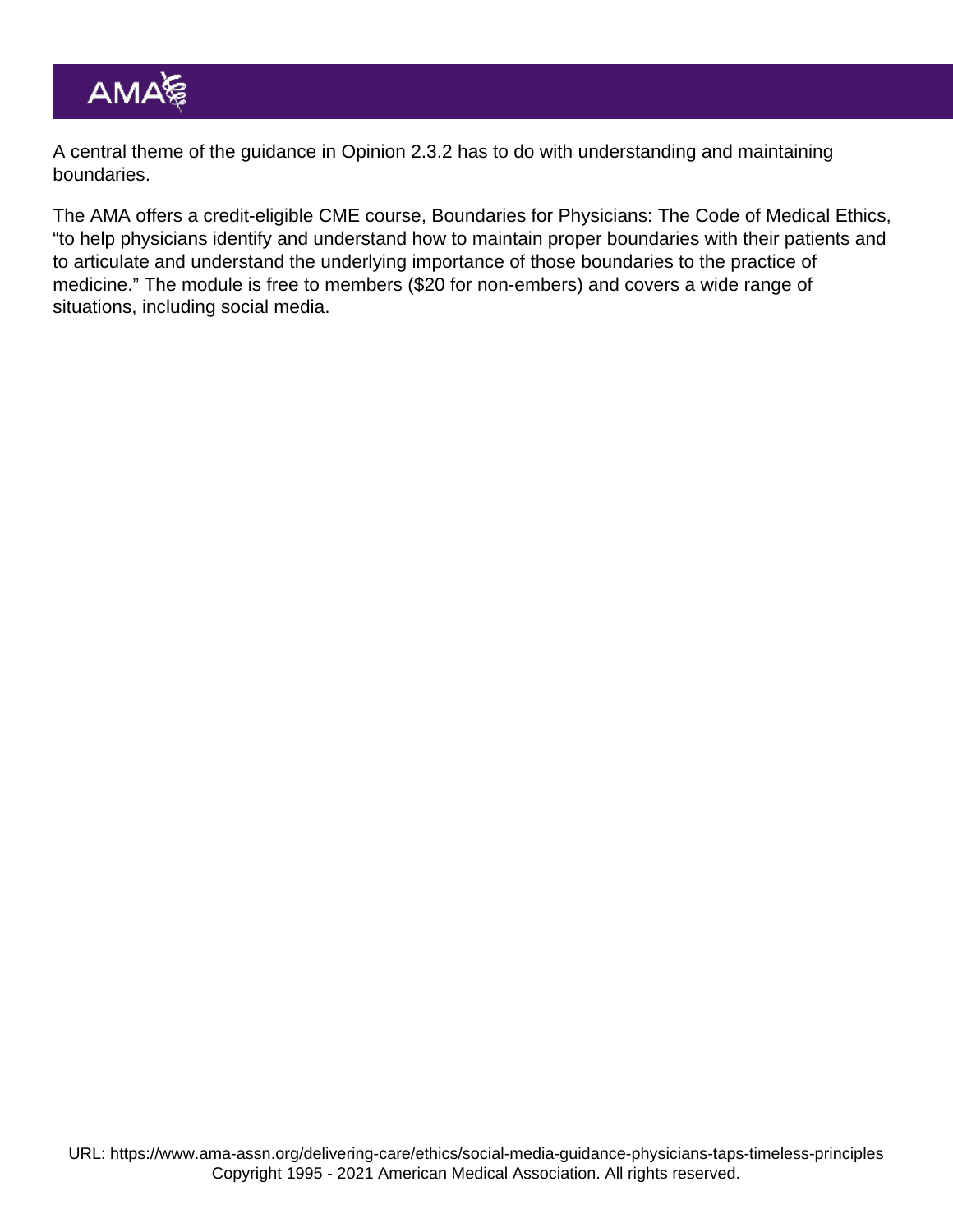A central theme of the guidance in Opinion 2.3.2 has to do with understanding and maintaining boundaries.

The AMA offers a credit-eligible CME course, Boundaries for Physicians: The Code of Medical Ethics, "to help physicians identify and understand how to maintain proper boundaries with their patients and to articulate and understand the underlying importance of those boundaries to the practice of medicine." The module is free to members ($20 for non-embers) and covers a wide range of situations, including social media.